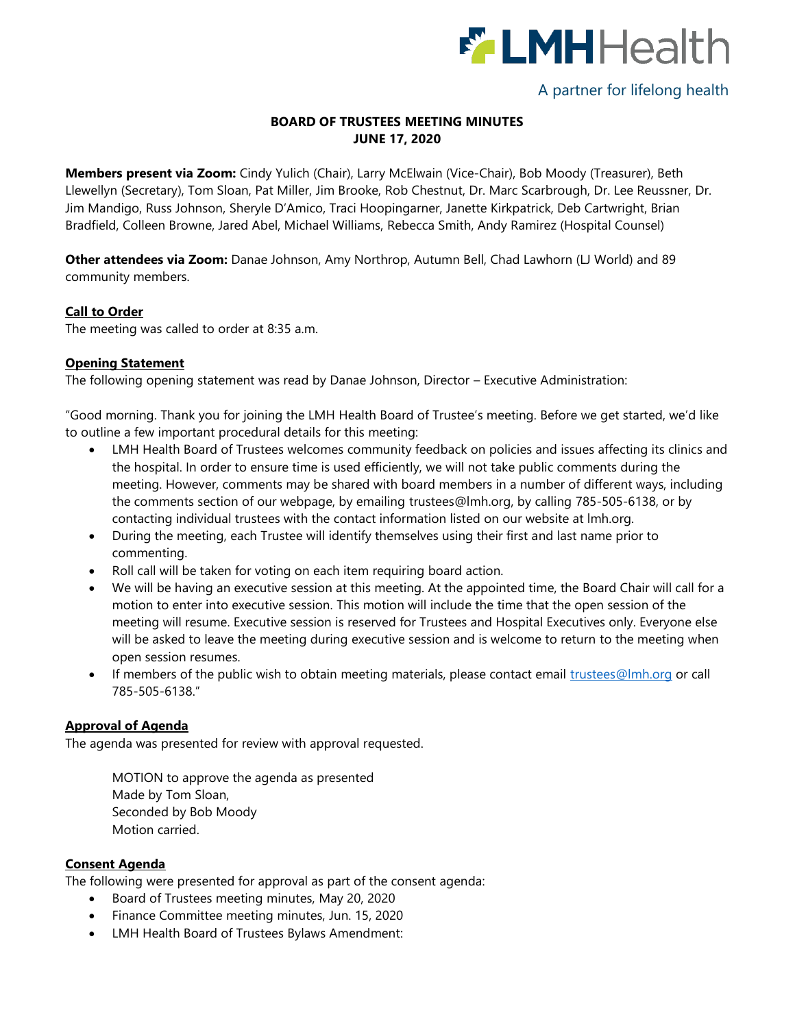LMHHealth

A partner for lifelong health

# BOARD OF TRUSTEES MEETING MINUTES
## JUNE 17, 2020

**Members present via Zoom:** Cindy Yulich (Chair), Larry McElwain (Vice-Chair), Bob Moody (Treasurer), Beth Llewellyn (Secretary), Tom Sloan, Pat Miller, Jim Brooke, Rob Chestnut, Dr. Marc Scarbrough, Dr. Lee Reussner, Dr. Jim Mandigo, Russ Johnson, Sheryle D'Amico, Traci Hoopingarner, Janette Kirkpatrick, Deb Cartwright, Brian Bradfield, Colleen Browne, Jared Abel, Michael Williams, Rebecca Smith, Andy Ramirez (Hospital Counsel)

**Other attendees via Zoom:** Danae Johnson, Amy Northrop, Autumn Bell, Chad Lawhorn (LJ World) and 89 community members.

### Call to Order

The meeting was called to order at 8:35 a.m.

### Opening Statement

The following opening statement was read by Danae Johnson, Director – Executive Administration:

"Good morning. Thank you for joining the LMH Health Board of Trustee's meeting. Before we get started, we'd like to outline a few important procedural details for this meeting:

- LMH Health Board of Trustees welcomes community feedback on policies and issues affecting its clinics and the hospital. In order to ensure time is used efficiently, we will not take public comments during the meeting. However, comments may be shared with board members in a number of different ways, including the comments section of our webpage, by emailing trustees@lmh.org, by calling 785-505-6138, or by contacting individual trustees with the contact information listed on our website at lmh.org.
- During the meeting, each Trustee will identify themselves using their first and last name prior to commenting.
- Roll call will be taken for voting on each item requiring board action.
- We will be having an executive session at this meeting. At the appointed time, the Board Chair will call for a motion to enter into executive session. This motion will include the time that the open session of the meeting will resume. Executive session is reserved for Trustees and Hospital Executives only. Everyone else will be asked to leave the meeting during executive session and is welcome to return to the meeting when open session resumes.
- If members of the public wish to obtain meeting materials, please contact email trustees@lmh.org or call 785-505-6138."

### Approval of Agenda

The agenda was presented for review with approval requested.

> MOTION to approve the agenda as presented
> Made by Tom Sloan,
> Seconded by Bob Moody
> Motion carried.

### Consent Agenda

The following were presented for approval as part of the consent agenda:

- Board of Trustees meeting minutes, May 20, 2020
- Finance Committee meeting minutes, Jun. 15, 2020
- LMH Health Board of Trustees Bylaws Amendment: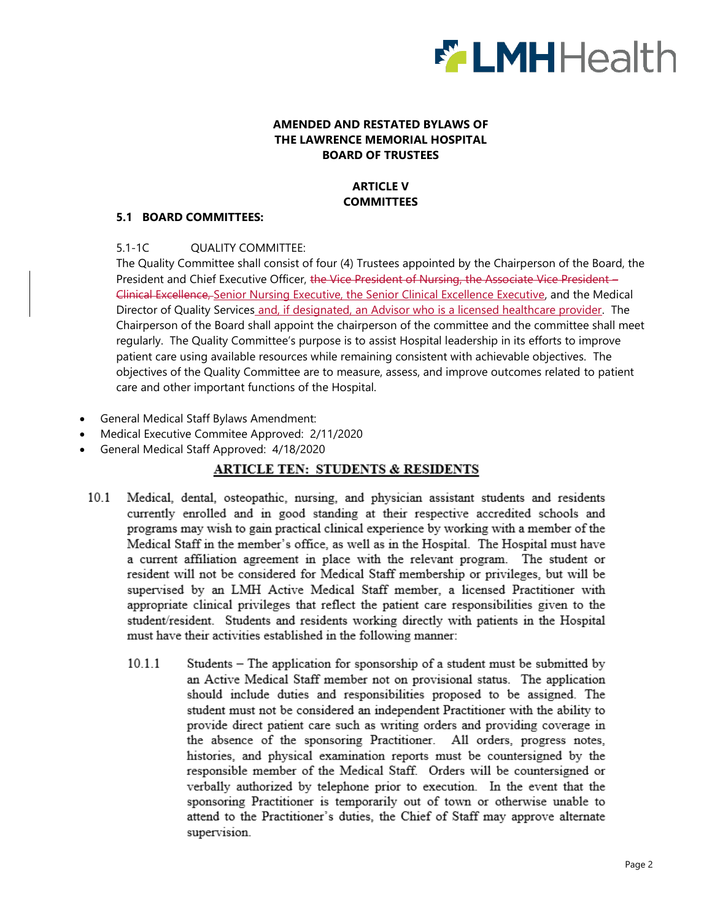**AMENDED AND RESTATED BYLAWS OF THE LAWRENCE MEMORIAL HOSPITAL BOARD OF TRUSTEES**

**ARTICLE V**
**COMMITTEES**

**5.1 BOARD COMMITTEES:**

5.1-1C QUALITY COMMITTEE:

The Quality Committee shall consist of four (4) Trustees appointed by the Chairperson of the Board, the President and Chief Executive Officer, ~~the Vice President of Nursing, the Associate Vice President – Clinical Excellence,~~ Senior Nursing Executive, the Senior Clinical Excellence Executive, and the Medical Director of Quality Services and, if designated, an Advisor who is a licensed healthcare provider. The Chairperson of the Board shall appoint the chairperson of the committee and the committee shall meet regularly. The Quality Committee's purpose is to assist Hospital leadership in its efforts to improve patient care using available resources while remaining consistent with achievable objectives. The objectives of the Quality Committee are to measure, assess, and improve outcomes related to patient care and other important functions of the Hospital.

- General Medical Staff Bylaws Amendment:
- Medical Executive Commitee Approved: 2/11/2020
- General Medical Staff Approved: 4/18/2020

## ARTICLE TEN: STUDENTS & RESIDENTS

10.1 Medical, dental, osteopathic, nursing, and physician assistant students and residents currently enrolled and in good standing at their respective accredited schools and programs may wish to gain practical clinical experience by working with a member of the Medical Staff in the member's office, as well as in the Hospital. The Hospital must have a current affiliation agreement in place with the relevant program. The student or resident will not be considered for Medical Staff membership or privileges, but will be supervised by an LMH Active Medical Staff member, a licensed Practitioner with appropriate clinical privileges that reflect the patient care responsibilities given to the student/resident. Students and residents working directly with patients in the Hospital must have their activities established in the following manner:

10.1.1 Students – The application for sponsorship of a student must be submitted by an Active Medical Staff member not on provisional status. The application should include duties and responsibilities proposed to be assigned. The student must not be considered an independent Practitioner with the ability to provide direct patient care such as writing orders and providing coverage in the absence of the sponsoring Practitioner. All orders, progress notes, histories, and physical examination reports must be countersigned by the responsible member of the Medical Staff. Orders will be countersigned or verbally authorized by telephone prior to execution. In the event that the sponsoring Practitioner is temporarily out of town or otherwise unable to attend to the Practitioner's duties, the Chief of Staff may approve alternate supervision.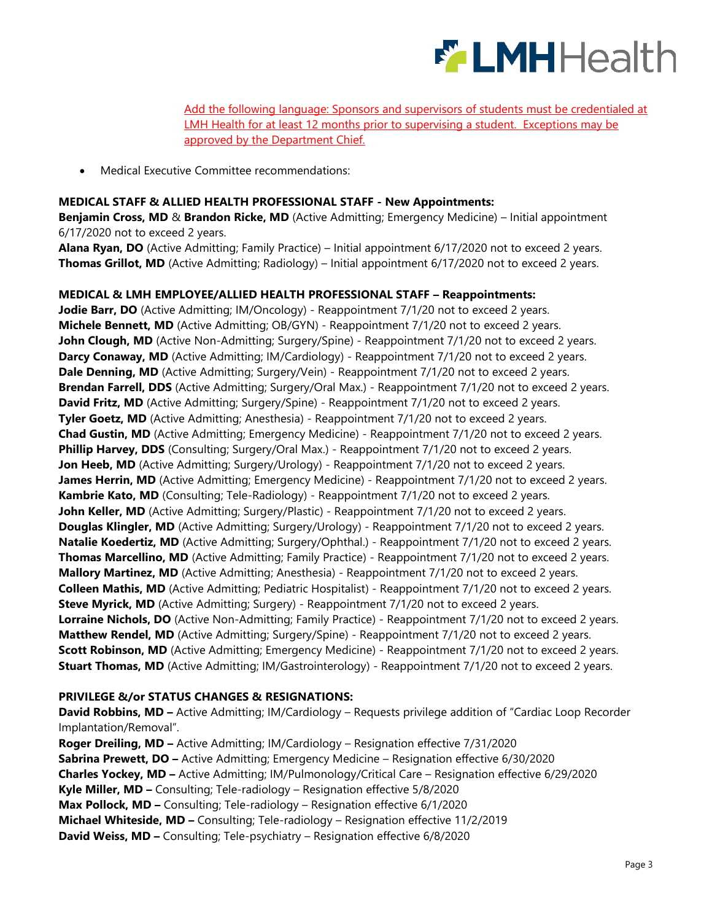Add the following language: Sponsors and supervisors of students must be credentialed at LMH Health for at least 12 months prior to supervising a student. Exceptions may be approved by the Department Chief.

- Medical Executive Committee recommendations:

**MEDICAL STAFF & ALLIED HEALTH PROFESSIONAL STAFF - New Appointments:**

**Benjamin Cross, MD** & **Brandon Ricke, MD** (Active Admitting; Emergency Medicine) – Initial appointment 6/17/2020 not to exceed 2 years.
**Alana Ryan, DO** (Active Admitting; Family Practice) – Initial appointment 6/17/2020 not to exceed 2 years.
**Thomas Grillot, MD** (Active Admitting; Radiology) – Initial appointment 6/17/2020 not to exceed 2 years.

**MEDICAL & LMH EMPLOYEE/ALLIED HEALTH PROFESSIONAL STAFF – Reappointments:**

**Jodie Barr, DO** (Active Admitting; IM/Oncology) - Reappointment 7/1/20 not to exceed 2 years.
**Michele Bennett, MD** (Active Admitting; OB/GYN) - Reappointment 7/1/20 not to exceed 2 years.
**John Clough, MD** (Active Non-Admitting; Surgery/Spine) - Reappointment 7/1/20 not to exceed 2 years.
**Darcy Conaway, MD** (Active Admitting; IM/Cardiology) - Reappointment 7/1/20 not to exceed 2 years.
**Dale Denning, MD** (Active Admitting; Surgery/Vein) - Reappointment 7/1/20 not to exceed 2 years.
**Brendan Farrell, DDS** (Active Admitting; Surgery/Oral Max.) - Reappointment 7/1/20 not to exceed 2 years.
**David Fritz, MD** (Active Admitting; Surgery/Spine) - Reappointment 7/1/20 not to exceed 2 years.
**Tyler Goetz, MD** (Active Admitting; Anesthesia) - Reappointment 7/1/20 not to exceed 2 years.
**Chad Gustin, MD** (Active Admitting; Emergency Medicine) - Reappointment 7/1/20 not to exceed 2 years.
**Phillip Harvey, DDS** (Consulting; Surgery/Oral Max.) - Reappointment 7/1/20 not to exceed 2 years.
**Jon Heeb, MD** (Active Admitting; Surgery/Urology) - Reappointment 7/1/20 not to exceed 2 years.
**James Herrin, MD** (Active Admitting; Emergency Medicine) - Reappointment 7/1/20 not to exceed 2 years.
**Kambrie Kato, MD** (Consulting; Tele-Radiology) - Reappointment 7/1/20 not to exceed 2 years.
**John Keller, MD** (Active Admitting; Surgery/Plastic) - Reappointment 7/1/20 not to exceed 2 years.
**Douglas Klingler, MD** (Active Admitting; Surgery/Urology) - Reappointment 7/1/20 not to exceed 2 years.
**Natalie Koedertiz, MD** (Active Admitting; Surgery/Ophthal.) - Reappointment 7/1/20 not to exceed 2 years.
**Thomas Marcellino, MD** (Active Admitting; Family Practice) - Reappointment 7/1/20 not to exceed 2 years.
**Mallory Martinez, MD** (Active Admitting; Anesthesia) - Reappointment 7/1/20 not to exceed 2 years.
**Colleen Mathis, MD** (Active Admitting; Pediatric Hospitalist) - Reappointment 7/1/20 not to exceed 2 years.
**Steve Myrick, MD** (Active Admitting; Surgery) - Reappointment 7/1/20 not to exceed 2 years.
**Lorraine Nichols, DO** (Active Non-Admitting; Family Practice) - Reappointment 7/1/20 not to exceed 2 years.
**Matthew Rendel, MD** (Active Admitting; Surgery/Spine) - Reappointment 7/1/20 not to exceed 2 years.
**Scott Robinson, MD** (Active Admitting; Emergency Medicine) - Reappointment 7/1/20 not to exceed 2 years.
**Stuart Thomas, MD** (Active Admitting; IM/Gastrointerology) - Reappointment 7/1/20 not to exceed 2 years.

**PRIVILEGE &/or STATUS CHANGES & RESIGNATIONS:**

**David Robbins, MD –** Active Admitting; IM/Cardiology – Requests privilege addition of "Cardiac Loop Recorder Implantation/Removal".
**Roger Dreiling, MD –** Active Admitting; IM/Cardiology – Resignation effective 7/31/2020
**Sabrina Prewett, DO –** Active Admitting; Emergency Medicine – Resignation effective 6/30/2020
**Charles Yockey, MD –** Active Admitting; IM/Pulmonology/Critical Care – Resignation effective 6/29/2020
**Kyle Miller, MD –** Consulting; Tele-radiology – Resignation effective 5/8/2020
**Max Pollock, MD –** Consulting; Tele-radiology – Resignation effective 6/1/2020
**Michael Whiteside, MD –** Consulting; Tele-radiology – Resignation effective 11/2/2019
**David Weiss, MD –** Consulting; Tele-psychiatry – Resignation effective 6/8/2020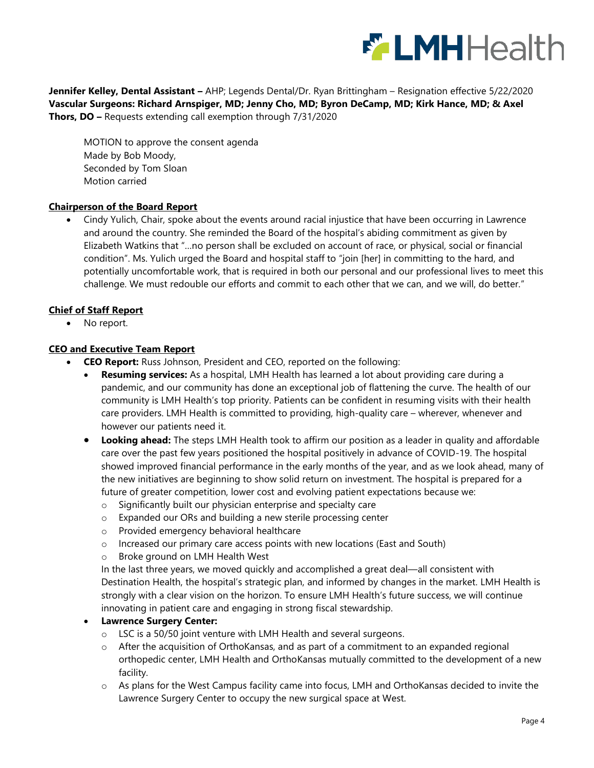**Jennifer Kelley, Dental Assistant –** AHP; Legends Dental/Dr. Ryan Brittingham – Resignation effective 5/22/2020
**Vascular Surgeons: Richard Arnspiger, MD; Jenny Cho, MD; Byron DeCamp, MD; Kirk Hance, MD; & Axel Thors, DO –** Requests extending call exemption through 7/31/2020

MOTION to approve the consent agenda
Made by Bob Moody,
Seconded by Tom Sloan
Motion carried

**Chairperson of the Board Report**

- Cindy Yulich, Chair, spoke about the events around racial injustice that have been occurring in Lawrence and around the country. She reminded the Board of the hospital's abiding commitment as given by Elizabeth Watkins that "…no person shall be excluded on account of race, or physical, social or financial condition". Ms. Yulich urged the Board and hospital staff to "join [her] in committing to the hard, and potentially uncomfortable work, that is required in both our personal and our professional lives to meet this challenge. We must redouble our efforts and commit to each other that we can, and we will, do better."

**Chief of Staff Report**

- No report.

**CEO and Executive Team Report**

- **CEO Report:** Russ Johnson, President and CEO, reported on the following:
  - **Resuming services:** As a hospital, LMH Health has learned a lot about providing care during a pandemic, and our community has done an exceptional job of flattening the curve. The health of our community is LMH Health's top priority. Patients can be confident in resuming visits with their health care providers. LMH Health is committed to providing, high-quality care – wherever, whenever and however our patients need it.
  - **Looking ahead:** The steps LMH Health took to affirm our position as a leader in quality and affordable care over the past few years positioned the hospital positively in advance of COVID-19. The hospital showed improved financial performance in the early months of the year, and as we look ahead, many of the new initiatives are beginning to show solid return on investment. The hospital is prepared for a future of greater competition, lower cost and evolving patient expectations because we:
    - Significantly built our physician enterprise and specialty care
    - Expanded our ORs and building a new sterile processing center
    - Provided emergency behavioral healthcare
    - Increased our primary care access points with new locations (East and South)
    - Broke ground on LMH Health West

    In the last three years, we moved quickly and accomplished a great deal—all consistent with Destination Health, the hospital's strategic plan, and informed by changes in the market. LMH Health is strongly with a clear vision on the horizon. To ensure LMH Health's future success, we will continue innovating in patient care and engaging in strong fiscal stewardship.
  - **Lawrence Surgery Center:**
    - LSC is a 50/50 joint venture with LMH Health and several surgeons.
    - After the acquisition of OrthoKansas, and as part of a commitment to an expanded regional orthopedic center, LMH Health and OrthoKansas mutually committed to the development of a new facility.
    - As plans for the West Campus facility came into focus, LMH and OrthoKansas decided to invite the Lawrence Surgery Center to occupy the new surgical space at West.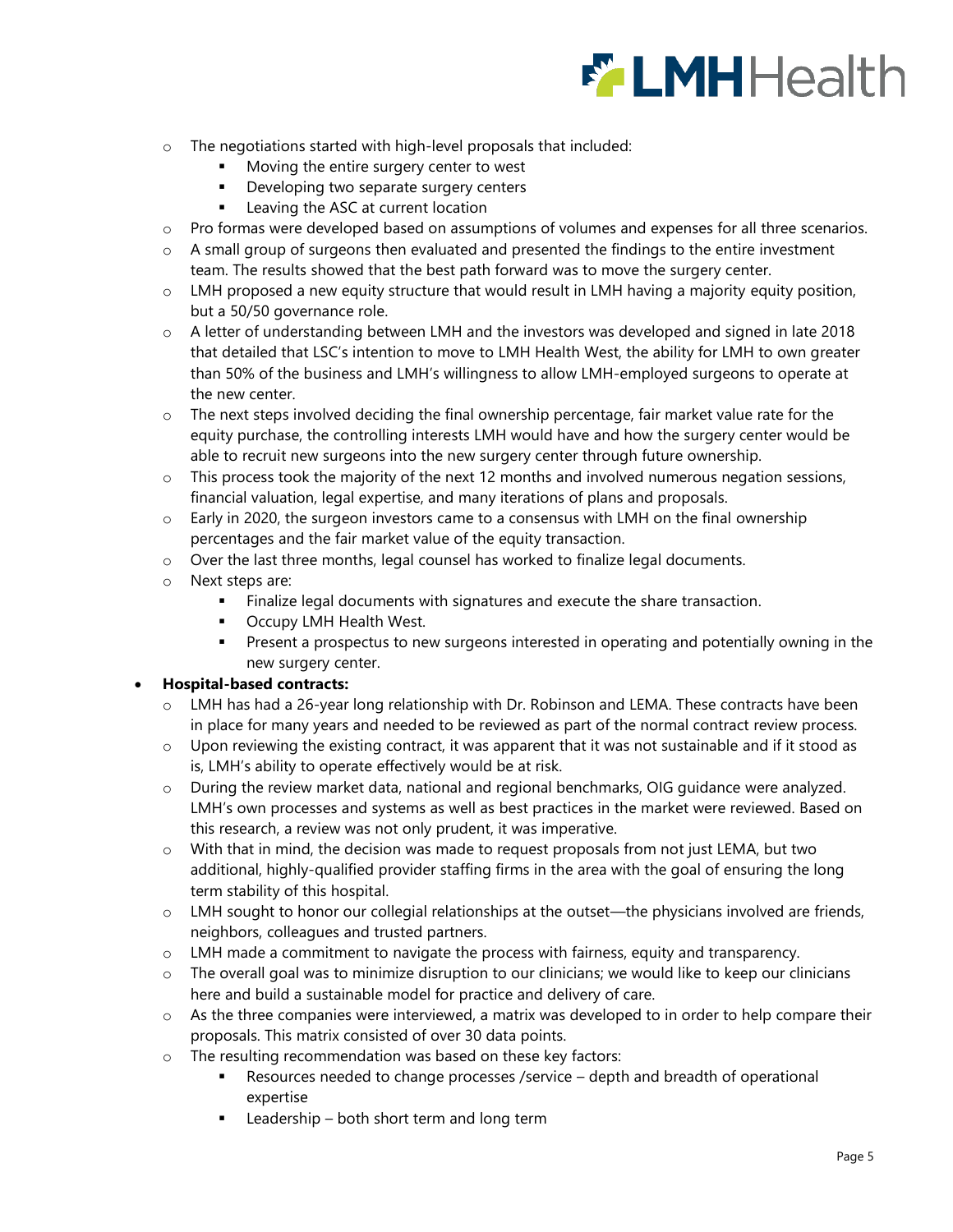- The negotiations started with high-level proposals that included:
    - Moving the entire surgery center to west
    - Developing two separate surgery centers
    - Leaving the ASC at current location
- Pro formas were developed based on assumptions of volumes and expenses for all three scenarios.
- A small group of surgeons then evaluated and presented the findings to the entire investment team. The results showed that the best path forward was to move the surgery center.
- LMH proposed a new equity structure that would result in LMH having a majority equity position, but a 50/50 governance role.
- A letter of understanding between LMH and the investors was developed and signed in late 2018 that detailed that LSC's intention to move to LMH Health West, the ability for LMH to own greater than 50% of the business and LMH's willingness to allow LMH-employed surgeons to operate at the new center.
- The next steps involved deciding the final ownership percentage, fair market value rate for the equity purchase, the controlling interests LMH would have and how the surgery center would be able to recruit new surgeons into the new surgery center through future ownership.
- This process took the majority of the next 12 months and involved numerous negation sessions, financial valuation, legal expertise, and many iterations of plans and proposals.
- Early in 2020, the surgeon investors came to a consensus with LMH on the final ownership percentages and the fair market value of the equity transaction.
- Over the last three months, legal counsel has worked to finalize legal documents.
- Next steps are:
    - Finalize legal documents with signatures and execute the share transaction.
    - Occupy LMH Health West.
    - Present a prospectus to new surgeons interested in operating and potentially owning in the new surgery center.

- **Hospital-based contracts:**
    - LMH has had a 26-year long relationship with Dr. Robinson and LEMA. These contracts have been in place for many years and needed to be reviewed as part of the normal contract review process.
    - Upon reviewing the existing contract, it was apparent that it was not sustainable and if it stood as is, LMH's ability to operate effectively would be at risk.
    - During the review market data, national and regional benchmarks, OIG guidance were analyzed. LMH's own processes and systems as well as best practices in the market were reviewed. Based on this research, a review was not only prudent, it was imperative.
    - With that in mind, the decision was made to request proposals from not just LEMA, but two additional, highly-qualified provider staffing firms in the area with the goal of ensuring the long term stability of this hospital.
    - LMH sought to honor our collegial relationships at the outset—the physicians involved are friends, neighbors, colleagues and trusted partners.
    - LMH made a commitment to navigate the process with fairness, equity and transparency.
    - The overall goal was to minimize disruption to our clinicians; we would like to keep our clinicians here and build a sustainable model for practice and delivery of care.
    - As the three companies were interviewed, a matrix was developed to in order to help compare their proposals. This matrix consisted of over 30 data points.
    - The resulting recommendation was based on these key factors:
        - Resources needed to change processes /service – depth and breadth of operational expertise
        - Leadership – both short term and long term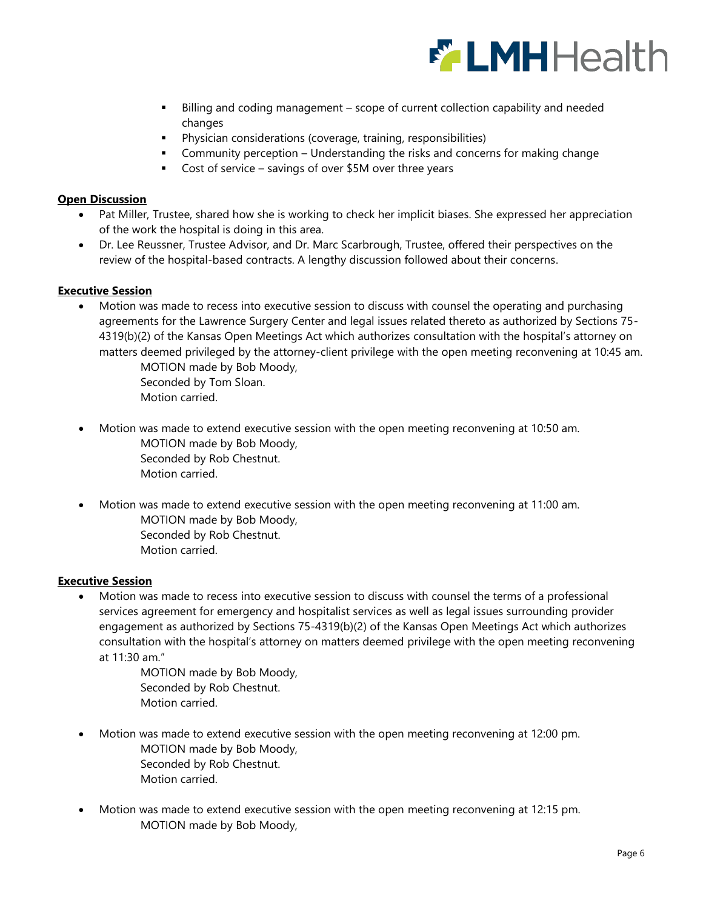- Billing and coding management – scope of current collection capability and needed changes
   - Physician considerations (coverage, training, responsibilities)
   - Community perception – Understanding the risks and concerns for making change
   - Cost of service – savings of over $5M over three years

**Open Discussion**

- Pat Miller, Trustee, shared how she is working to check her implicit biases. She expressed her appreciation of the work the hospital is doing in this area.
- Dr. Lee Reussner, Trustee Advisor, and Dr. Marc Scarbrough, Trustee, offered their perspectives on the review of the hospital-based contracts. A lengthy discussion followed about their concerns.

**Executive Session**

- Motion was made to recess into executive session to discuss with counsel the operating and purchasing agreements for the Lawrence Surgery Center and legal issues related thereto as authorized by Sections 75-4319(b)(2) of the Kansas Open Meetings Act which authorizes consultation with the hospital's attorney on matters deemed privileged by the attorney-client privilege with the open meeting reconvening at 10:45 am.

  MOTION made by Bob Moody,
  Seconded by Tom Sloan.
  Motion carried.

- Motion was made to extend executive session with the open meeting reconvening at 10:50 am.

  MOTION made by Bob Moody,
  Seconded by Rob Chestnut.
  Motion carried.

- Motion was made to extend executive session with the open meeting reconvening at 11:00 am.

  MOTION made by Bob Moody,
  Seconded by Rob Chestnut.
  Motion carried.

**Executive Session**

- Motion was made to recess into executive session to discuss with counsel the terms of a professional services agreement for emergency and hospitalist services as well as legal issues surrounding provider engagement as authorized by Sections 75-4319(b)(2) of the Kansas Open Meetings Act which authorizes consultation with the hospital's attorney on matters deemed privilege with the open meeting reconvening at 11:30 am."

  MOTION made by Bob Moody,
  Seconded by Rob Chestnut.
  Motion carried.

- Motion was made to extend executive session with the open meeting reconvening at 12:00 pm.

  MOTION made by Bob Moody,
  Seconded by Rob Chestnut.
  Motion carried.

- Motion was made to extend executive session with the open meeting reconvening at 12:15 pm.

  MOTION made by Bob Moody,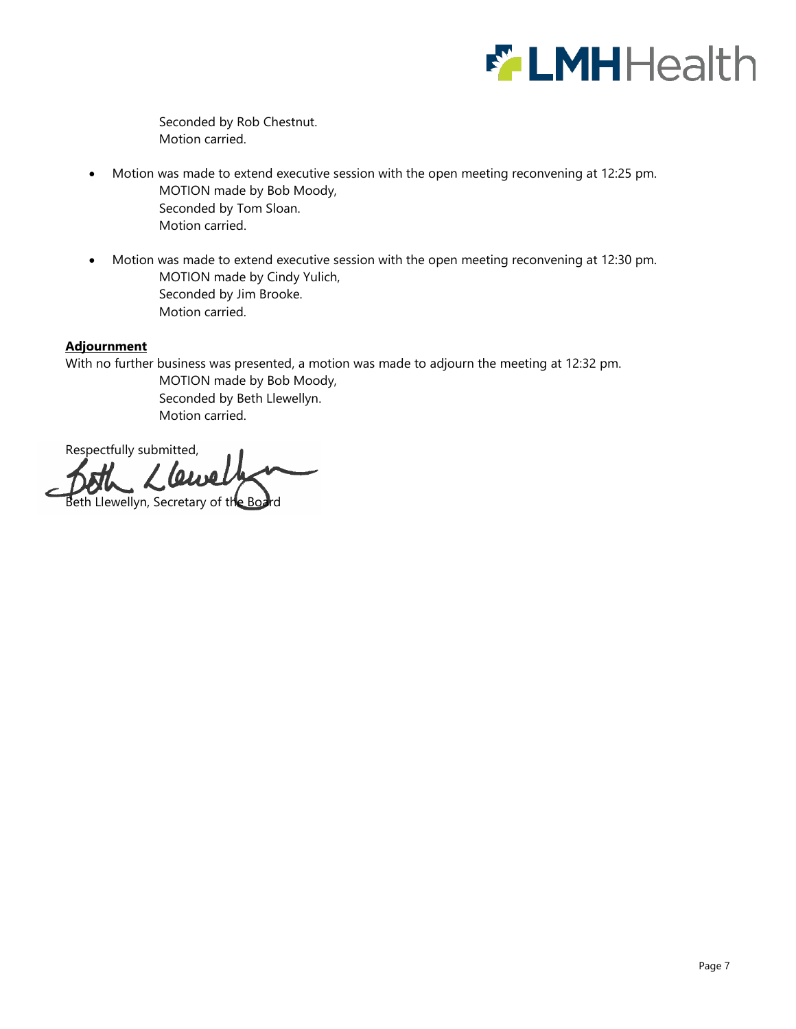Seconded by Rob Chestnut.
Motion carried.

- Motion was made to extend executive session with the open meeting reconvening at 12:25 pm.
  MOTION made by Bob Moody,
  Seconded by Tom Sloan.
  Motion carried.

- Motion was made to extend executive session with the open meeting reconvening at 12:30 pm.
  MOTION made by Cindy Yulich,
  Seconded by Jim Brooke.
  Motion carried.

**Adjournment**

With no further business was presented, a motion was made to adjourn the meeting at 12:32 pm.
MOTION made by Bob Moody,
Seconded by Beth Llewellyn.
Motion carried.

Respectfully submitted,

Beth Llewellyn, Secretary of the Board